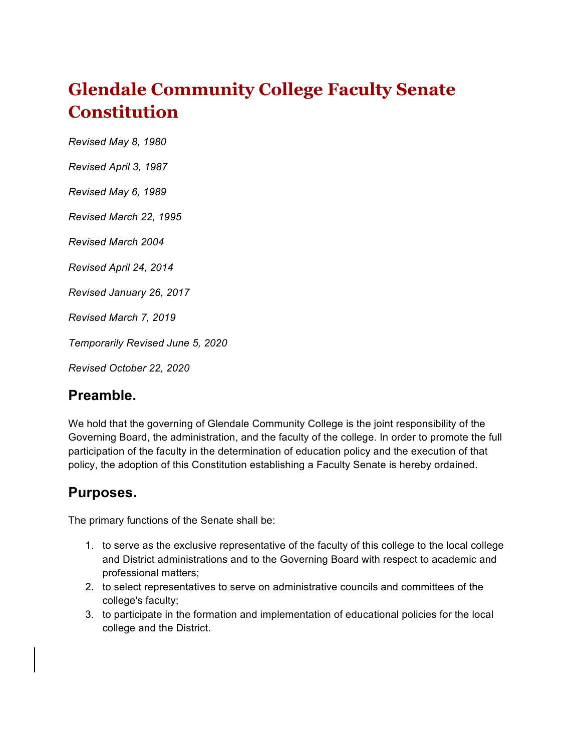# Glendale Community College Faculty Senate Constitution

*Revised May 8, 1980*

*Revised April 3, 1987*

*Revised May 6, 1989*

*Revised March 22, 1995*

*Revised March 2004*

*Revised April 24, 2014*

*Revised January 26, 2017*

*Revised March 7, 2019*

*Temporarily Revised June 5, 2020*

*Revised October 22, 2020*

## Preamble.

We hold that the governing of Glendale Community College is the joint responsibility of the Governing Board, the administration, and the faculty of the college. In order to promote the full participation of the faculty in the determination of education policy and the execution of that policy, the adoption of this Constitution establishing a Faculty Senate is hereby ordained.

## Purposes.

The primary functions of the Senate shall be:

1. to serve as the exclusive representative of the faculty of this college to the local college and District administrations and to the Governing Board with respect to academic and professional matters;
2. to select representatives to serve on administrative councils and committees of the college's faculty;
3. to participate in the formation and implementation of educational policies for the local college and the District.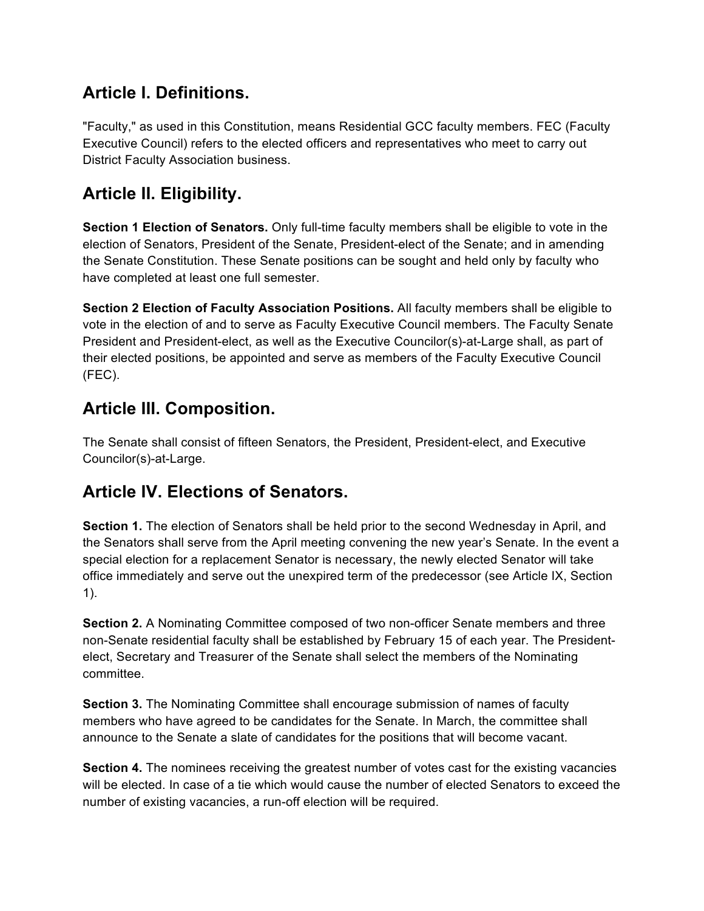## Article I. Definitions.

"Faculty," as used in this Constitution, means Residential GCC faculty members. FEC (Faculty Executive Council) refers to the elected officers and representatives who meet to carry out District Faculty Association business.

## Article II. Eligibility.

**Section 1 Election of Senators.** Only full-time faculty members shall be eligible to vote in the election of Senators, President of the Senate, President-elect of the Senate; and in amending the Senate Constitution. These Senate positions can be sought and held only by faculty who have completed at least one full semester.

**Section 2 Election of Faculty Association Positions.** All faculty members shall be eligible to vote in the election of and to serve as Faculty Executive Council members. The Faculty Senate President and President-elect, as well as the Executive Councilor(s)-at-Large shall, as part of their elected positions, be appointed and serve as members of the Faculty Executive Council (FEC).

## Article III. Composition.

The Senate shall consist of fifteen Senators, the President, President-elect, and Executive Councilor(s)-at-Large.

## Article IV. Elections of Senators.

**Section 1.** The election of Senators shall be held prior to the second Wednesday in April, and the Senators shall serve from the April meeting convening the new year's Senate. In the event a special election for a replacement Senator is necessary, the newly elected Senator will take office immediately and serve out the unexpired term of the predecessor (see Article IX, Section 1).

**Section 2.** A Nominating Committee composed of two non-officer Senate members and three non-Senate residential faculty shall be established by February 15 of each year. The President-elect, Secretary and Treasurer of the Senate shall select the members of the Nominating committee.

**Section 3.** The Nominating Committee shall encourage submission of names of faculty members who have agreed to be candidates for the Senate. In March, the committee shall announce to the Senate a slate of candidates for the positions that will become vacant.

**Section 4.** The nominees receiving the greatest number of votes cast for the existing vacancies will be elected. In case of a tie which would cause the number of elected Senators to exceed the number of existing vacancies, a run-off election will be required.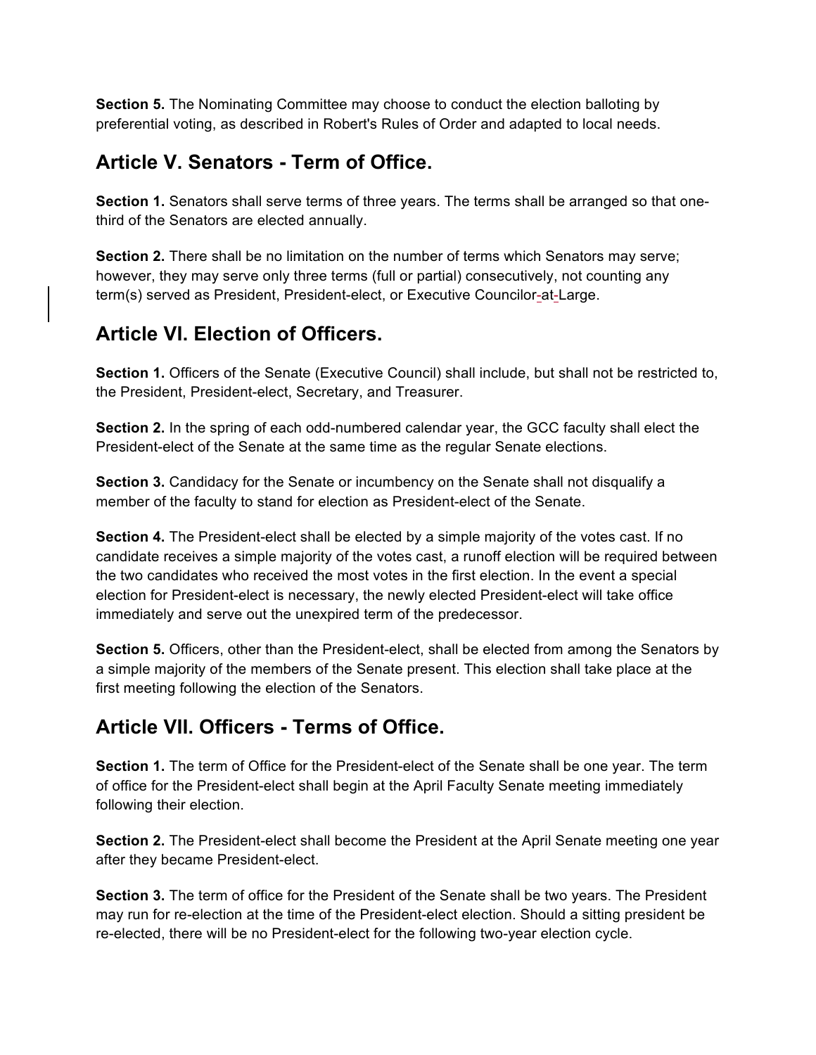**Section 5.** The Nominating Committee may choose to conduct the election balloting by preferential voting, as described in Robert's Rules of Order and adapted to local needs.

## Article V. Senators - Term of Office.

**Section 1.** Senators shall serve terms of three years. The terms shall be arranged so that one-third of the Senators are elected annually.

**Section 2.** There shall be no limitation on the number of terms which Senators may serve; however, they may serve only three terms (full or partial) consecutively, not counting any term(s) served as President, President-elect, or Executive Councilor-at-Large.

## Article VI. Election of Officers.

**Section 1.** Officers of the Senate (Executive Council) shall include, but shall not be restricted to, the President, President-elect, Secretary, and Treasurer.

**Section 2.** In the spring of each odd-numbered calendar year, the GCC faculty shall elect the President-elect of the Senate at the same time as the regular Senate elections.

**Section 3.** Candidacy for the Senate or incumbency on the Senate shall not disqualify a member of the faculty to stand for election as President-elect of the Senate.

**Section 4.** The President-elect shall be elected by a simple majority of the votes cast. If no candidate receives a simple majority of the votes cast, a runoff election will be required between the two candidates who received the most votes in the first election. In the event a special election for President-elect is necessary, the newly elected President-elect will take office immediately and serve out the unexpired term of the predecessor.

**Section 5.** Officers, other than the President-elect, shall be elected from among the Senators by a simple majority of the members of the Senate present. This election shall take place at the first meeting following the election of the Senators.

## Article VII. Officers - Terms of Office.

**Section 1.** The term of Office for the President-elect of the Senate shall be one year. The term of office for the President-elect shall begin at the April Faculty Senate meeting immediately following their election.

**Section 2.** The President-elect shall become the President at the April Senate meeting one year after they became President-elect.

**Section 3.** The term of office for the President of the Senate shall be two years. The President may run for re-election at the time of the President-elect election. Should a sitting president be re-elected, there will be no President-elect for the following two-year election cycle.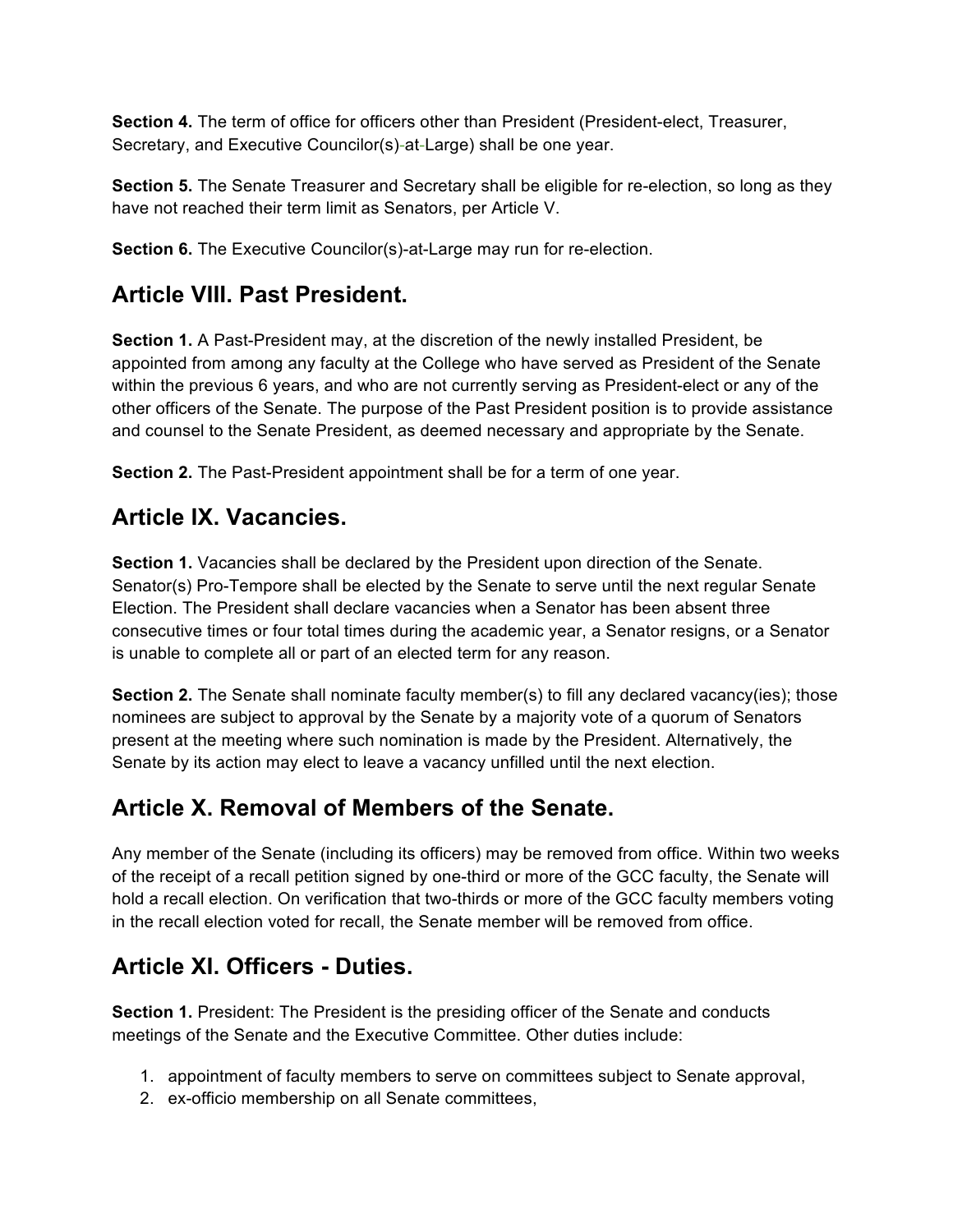**Section 4.** The term of office for officers other than President (President-elect, Treasurer, Secretary, and Executive Councilor(s)-at-Large) shall be one year.

**Section 5.** The Senate Treasurer and Secretary shall be eligible for re-election, so long as they have not reached their term limit as Senators, per Article V.

**Section 6.** The Executive Councilor(s)-at-Large may run for re-election.

## Article VIII. Past President.

**Section 1.** A Past-President may, at the discretion of the newly installed President, be appointed from among any faculty at the College who have served as President of the Senate within the previous 6 years, and who are not currently serving as President-elect or any of the other officers of the Senate. The purpose of the Past President position is to provide assistance and counsel to the Senate President, as deemed necessary and appropriate by the Senate.

**Section 2.** The Past-President appointment shall be for a term of one year.

## Article IX. Vacancies.

**Section 1.** Vacancies shall be declared by the President upon direction of the Senate. Senator(s) Pro-Tempore shall be elected by the Senate to serve until the next regular Senate Election. The President shall declare vacancies when a Senator has been absent three consecutive times or four total times during the academic year, a Senator resigns, or a Senator is unable to complete all or part of an elected term for any reason.

**Section 2.** The Senate shall nominate faculty member(s) to fill any declared vacancy(ies); those nominees are subject to approval by the Senate by a majority vote of a quorum of Senators present at the meeting where such nomination is made by the President. Alternatively, the Senate by its action may elect to leave a vacancy unfilled until the next election.

## Article X. Removal of Members of the Senate.

Any member of the Senate (including its officers) may be removed from office. Within two weeks of the receipt of a recall petition signed by one-third or more of the GCC faculty, the Senate will hold a recall election. On verification that two-thirds or more of the GCC faculty members voting in the recall election voted for recall, the Senate member will be removed from office.

## Article XI. Officers - Duties.

**Section 1.** President: The President is the presiding officer of the Senate and conducts meetings of the Senate and the Executive Committee. Other duties include:

1. appointment of faculty members to serve on committees subject to Senate approval,
2. ex-officio membership on all Senate committees,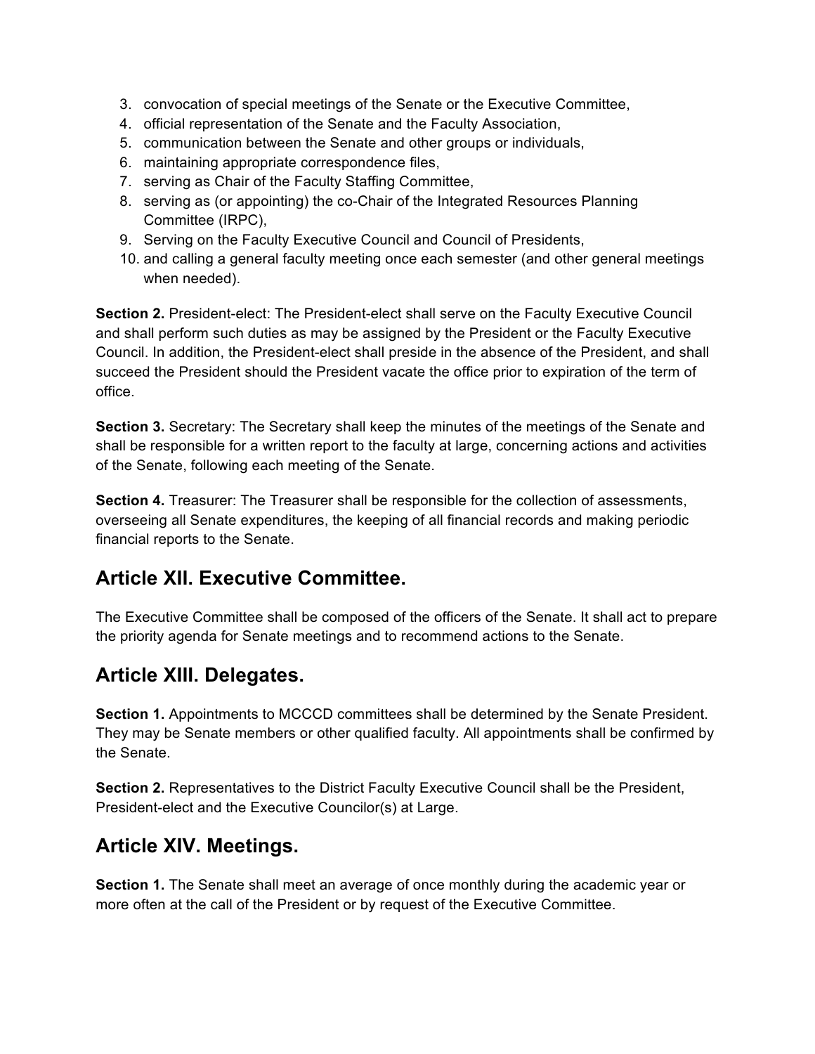3. convocation of special meetings of the Senate or the Executive Committee,
4. official representation of the Senate and the Faculty Association,
5. communication between the Senate and other groups or individuals,
6. maintaining appropriate correspondence files,
7. serving as Chair of the Faculty Staffing Committee,
8. serving as (or appointing) the co-Chair of the Integrated Resources Planning Committee (IRPC),
9. Serving on the Faculty Executive Council and Council of Presidents,
10. and calling a general faculty meeting once each semester (and other general meetings when needed).

**Section 2.** President-elect: The President-elect shall serve on the Faculty Executive Council and shall perform such duties as may be assigned by the President or the Faculty Executive Council. In addition, the President-elect shall preside in the absence of the President, and shall succeed the President should the President vacate the office prior to expiration of the term of office.

**Section 3.** Secretary: The Secretary shall keep the minutes of the meetings of the Senate and shall be responsible for a written report to the faculty at large, concerning actions and activities of the Senate, following each meeting of the Senate.

**Section 4.** Treasurer: The Treasurer shall be responsible for the collection of assessments, overseeing all Senate expenditures, the keeping of all financial records and making periodic financial reports to the Senate.

## Article XII. Executive Committee.

The Executive Committee shall be composed of the officers of the Senate. It shall act to prepare the priority agenda for Senate meetings and to recommend actions to the Senate.

## Article XIII. Delegates.

**Section 1.** Appointments to MCCCD committees shall be determined by the Senate President. They may be Senate members or other qualified faculty. All appointments shall be confirmed by the Senate.

**Section 2.** Representatives to the District Faculty Executive Council shall be the President, President-elect and the Executive Councilor(s) at Large.

## Article XIV. Meetings.

**Section 1.** The Senate shall meet an average of once monthly during the academic year or more often at the call of the President or by request of the Executive Committee.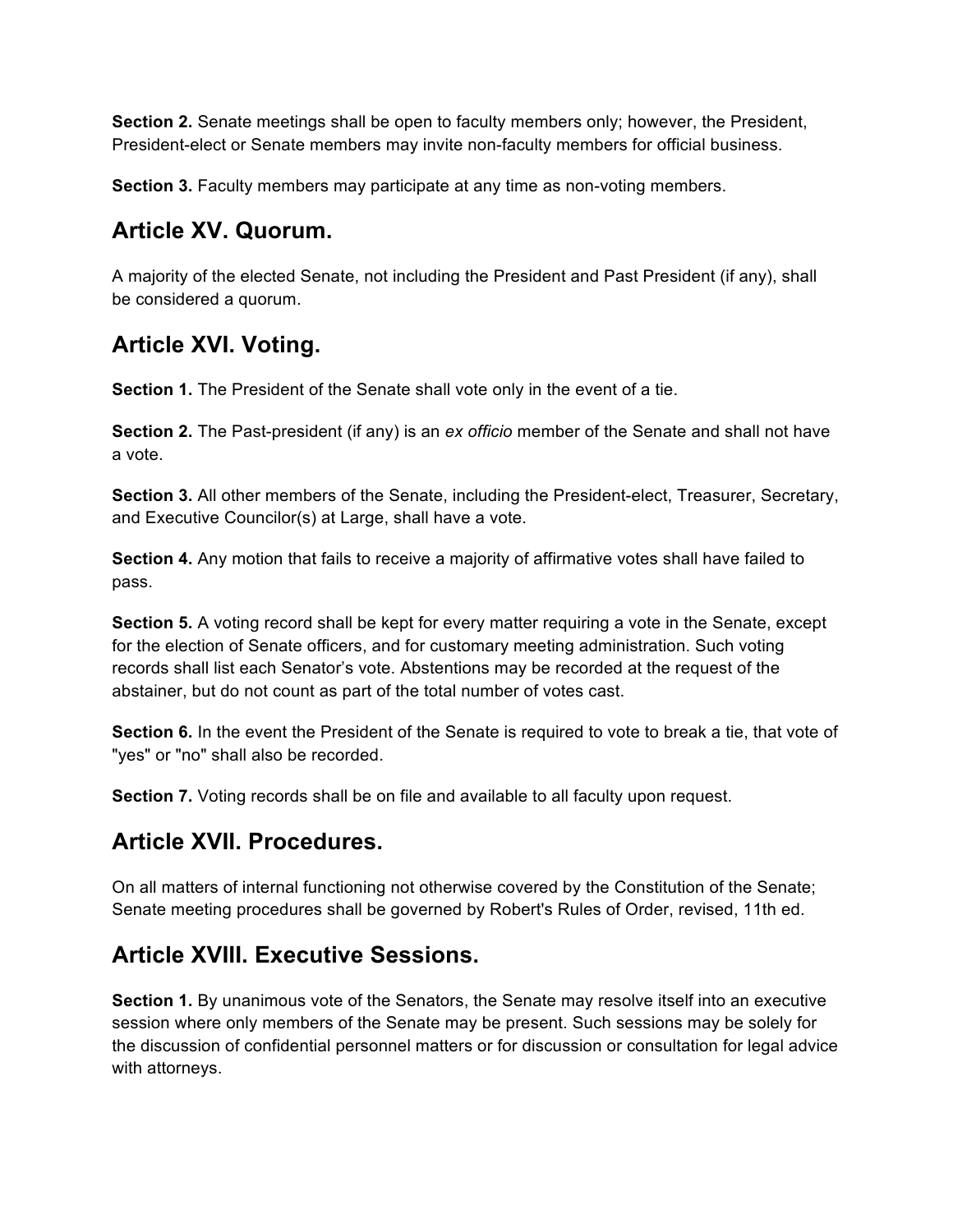**Section 2.** Senate meetings shall be open to faculty members only; however, the President, President-elect or Senate members may invite non-faculty members for official business.

**Section 3.** Faculty members may participate at any time as non-voting members.

## Article XV. Quorum.

A majority of the elected Senate, not including the President and Past President (if any), shall be considered a quorum.

## Article XVI. Voting.

**Section 1.** The President of the Senate shall vote only in the event of a tie.

**Section 2.** The Past-president (if any) is an *ex officio* member of the Senate and shall not have a vote.

**Section 3.** All other members of the Senate, including the President-elect, Treasurer, Secretary, and Executive Councilor(s) at Large, shall have a vote.

**Section 4.** Any motion that fails to receive a majority of affirmative votes shall have failed to pass.

**Section 5.** A voting record shall be kept for every matter requiring a vote in the Senate, except for the election of Senate officers, and for customary meeting administration. Such voting records shall list each Senator's vote. Abstentions may be recorded at the request of the abstainer, but do not count as part of the total number of votes cast.

**Section 6.** In the event the President of the Senate is required to vote to break a tie, that vote of "yes" or "no" shall also be recorded.

**Section 7.** Voting records shall be on file and available to all faculty upon request.

## Article XVII. Procedures.

On all matters of internal functioning not otherwise covered by the Constitution of the Senate; Senate meeting procedures shall be governed by Robert's Rules of Order, revised, 11th ed.

## Article XVIII. Executive Sessions.

**Section 1.** By unanimous vote of the Senators, the Senate may resolve itself into an executive session where only members of the Senate may be present. Such sessions may be solely for the discussion of confidential personnel matters or for discussion or consultation for legal advice with attorneys.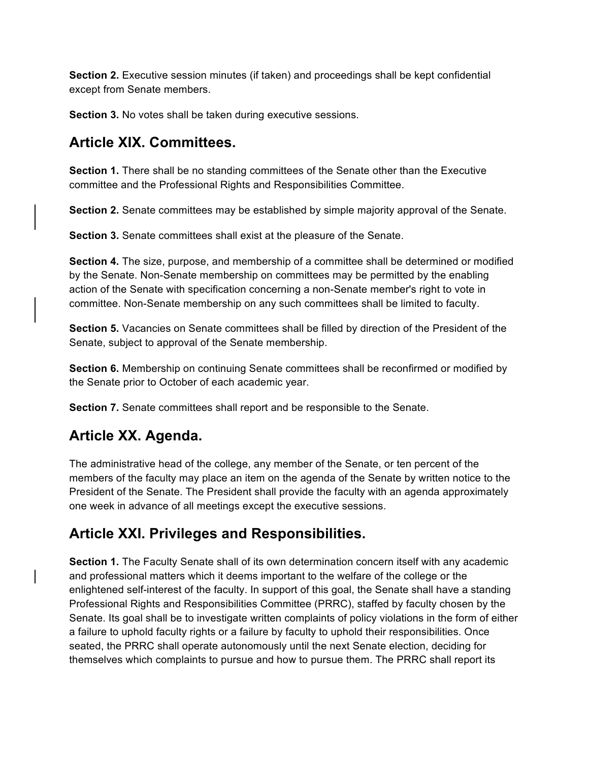**Section 2.** Executive session minutes (if taken) and proceedings shall be kept confidential except from Senate members.

**Section 3.** No votes shall be taken during executive sessions.

## Article XIX. Committees.

**Section 1.** There shall be no standing committees of the Senate other than the Executive committee and the Professional Rights and Responsibilities Committee.

**Section 2.** Senate committees may be established by simple majority approval of the Senate.

**Section 3.** Senate committees shall exist at the pleasure of the Senate.

**Section 4.** The size, purpose, and membership of a committee shall be determined or modified by the Senate. Non-Senate membership on committees may be permitted by the enabling action of the Senate with specification concerning a non-Senate member's right to vote in committee. Non-Senate membership on any such committees shall be limited to faculty.

**Section 5.** Vacancies on Senate committees shall be filled by direction of the President of the Senate, subject to approval of the Senate membership.

**Section 6.** Membership on continuing Senate committees shall be reconfirmed or modified by the Senate prior to October of each academic year.

**Section 7.** Senate committees shall report and be responsible to the Senate.

## Article XX. Agenda.

The administrative head of the college, any member of the Senate, or ten percent of the members of the faculty may place an item on the agenda of the Senate by written notice to the President of the Senate. The President shall provide the faculty with an agenda approximately one week in advance of all meetings except the executive sessions.

## Article XXI. Privileges and Responsibilities.

**Section 1.** The Faculty Senate shall of its own determination concern itself with any academic and professional matters which it deems important to the welfare of the college or the enlightened self-interest of the faculty. In support of this goal, the Senate shall have a standing Professional Rights and Responsibilities Committee (PRRC), staffed by faculty chosen by the Senate. Its goal shall be to investigate written complaints of policy violations in the form of either a failure to uphold faculty rights or a failure by faculty to uphold their responsibilities. Once seated, the PRRC shall operate autonomously until the next Senate election, deciding for themselves which complaints to pursue and how to pursue them. The PRRC shall report its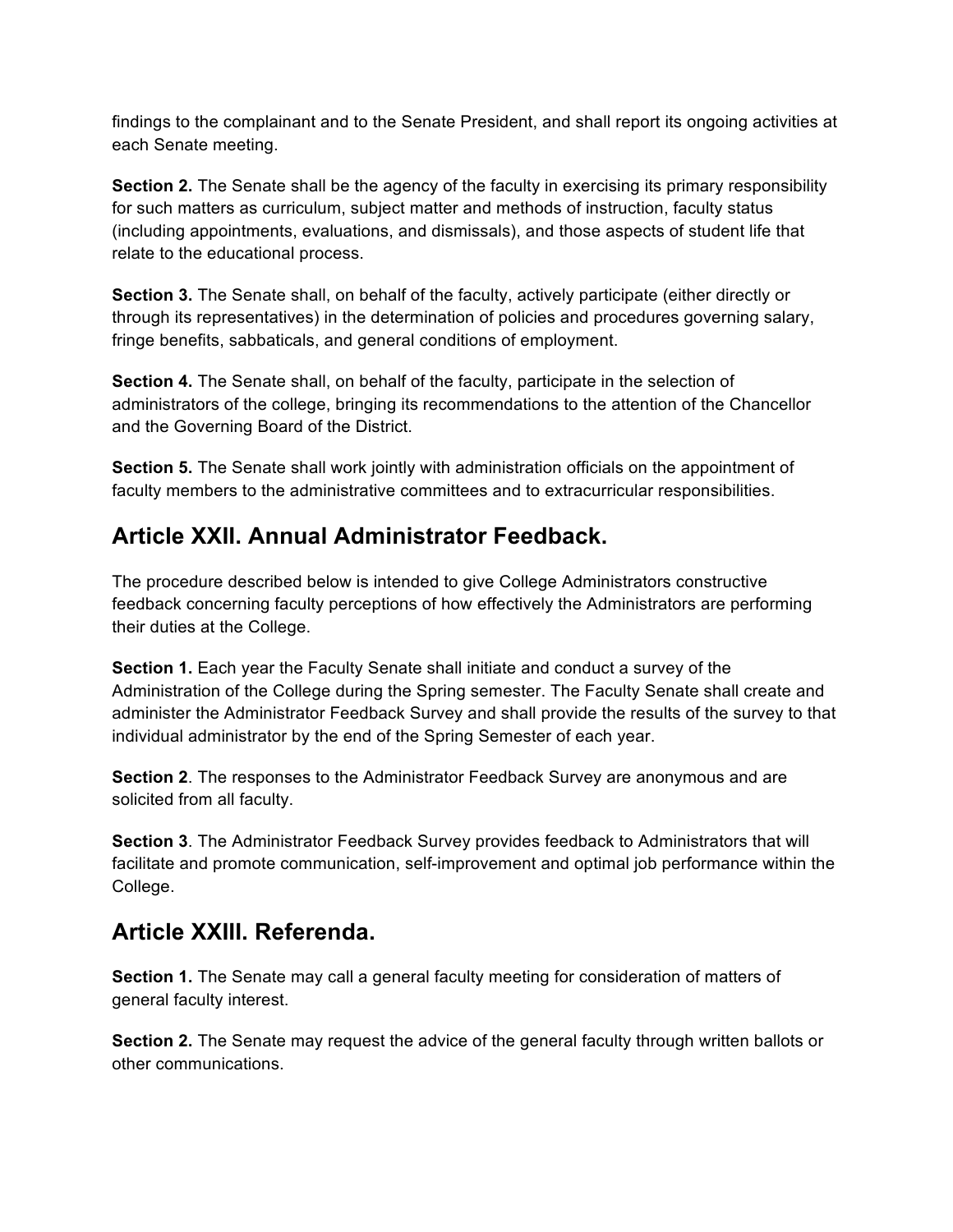findings to the complainant and to the Senate President, and shall report its ongoing activities at each Senate meeting.

**Section 2.** The Senate shall be the agency of the faculty in exercising its primary responsibility for such matters as curriculum, subject matter and methods of instruction, faculty status (including appointments, evaluations, and dismissals), and those aspects of student life that relate to the educational process.

**Section 3.** The Senate shall, on behalf of the faculty, actively participate (either directly or through its representatives) in the determination of policies and procedures governing salary, fringe benefits, sabbaticals, and general conditions of employment.

**Section 4.** The Senate shall, on behalf of the faculty, participate in the selection of administrators of the college, bringing its recommendations to the attention of the Chancellor and the Governing Board of the District.

**Section 5.** The Senate shall work jointly with administration officials on the appointment of faculty members to the administrative committees and to extracurricular responsibilities.

## Article XXII. Annual Administrator Feedback.

The procedure described below is intended to give College Administrators constructive feedback concerning faculty perceptions of how effectively the Administrators are performing their duties at the College.

**Section 1.** Each year the Faculty Senate shall initiate and conduct a survey of the Administration of the College during the Spring semester. The Faculty Senate shall create and administer the Administrator Feedback Survey and shall provide the results of the survey to that individual administrator by the end of the Spring Semester of each year.

**Section 2**. The responses to the Administrator Feedback Survey are anonymous and are solicited from all faculty.

**Section 3**. The Administrator Feedback Survey provides feedback to Administrators that will facilitate and promote communication, self-improvement and optimal job performance within the College.

## Article XXIII. Referenda.

**Section 1.** The Senate may call a general faculty meeting for consideration of matters of general faculty interest.

**Section 2.** The Senate may request the advice of the general faculty through written ballots or other communications.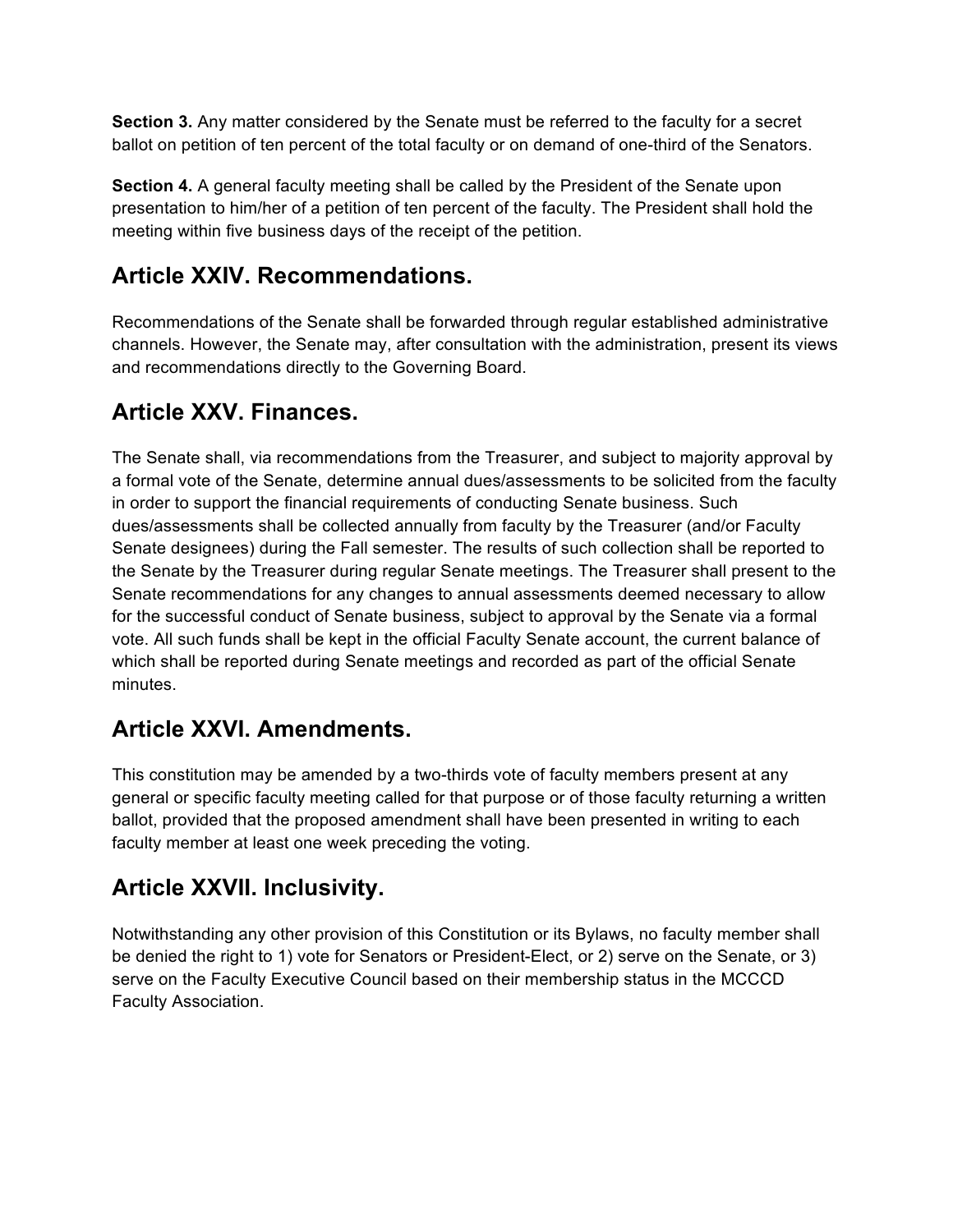**Section 3.** Any matter considered by the Senate must be referred to the faculty for a secret ballot on petition of ten percent of the total faculty or on demand of one-third of the Senators.

**Section 4.** A general faculty meeting shall be called by the President of the Senate upon presentation to him/her of a petition of ten percent of the faculty. The President shall hold the meeting within five business days of the receipt of the petition.

## Article XXIV. Recommendations.

Recommendations of the Senate shall be forwarded through regular established administrative channels. However, the Senate may, after consultation with the administration, present its views and recommendations directly to the Governing Board.

## Article XXV. Finances.

The Senate shall, via recommendations from the Treasurer, and subject to majority approval by a formal vote of the Senate, determine annual dues/assessments to be solicited from the faculty in order to support the financial requirements of conducting Senate business. Such dues/assessments shall be collected annually from faculty by the Treasurer (and/or Faculty Senate designees) during the Fall semester. The results of such collection shall be reported to the Senate by the Treasurer during regular Senate meetings. The Treasurer shall present to the Senate recommendations for any changes to annual assessments deemed necessary to allow for the successful conduct of Senate business, subject to approval by the Senate via a formal vote. All such funds shall be kept in the official Faculty Senate account, the current balance of which shall be reported during Senate meetings and recorded as part of the official Senate minutes.

## Article XXVI. Amendments.

This constitution may be amended by a two-thirds vote of faculty members present at any general or specific faculty meeting called for that purpose or of those faculty returning a written ballot, provided that the proposed amendment shall have been presented in writing to each faculty member at least one week preceding the voting.

## Article XXVII. Inclusivity.

Notwithstanding any other provision of this Constitution or its Bylaws, no faculty member shall be denied the right to 1) vote for Senators or President-Elect, or 2) serve on the Senate, or 3) serve on the Faculty Executive Council based on their membership status in the MCCCD Faculty Association.